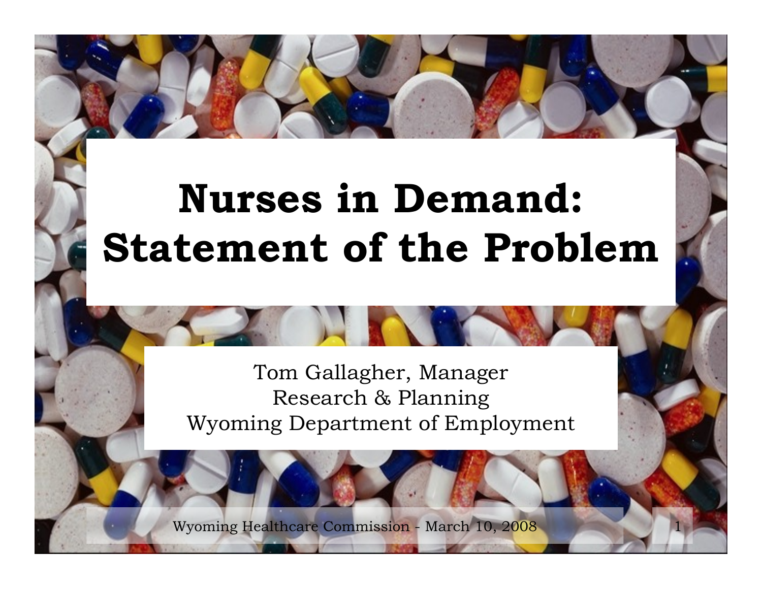# Nurses in Demand: Statement of the Problem

Tom Gallagher, Manager
Research & Planning
Wyoming Department of Employment

Wyoming Healthcare Commission - March 10, 2008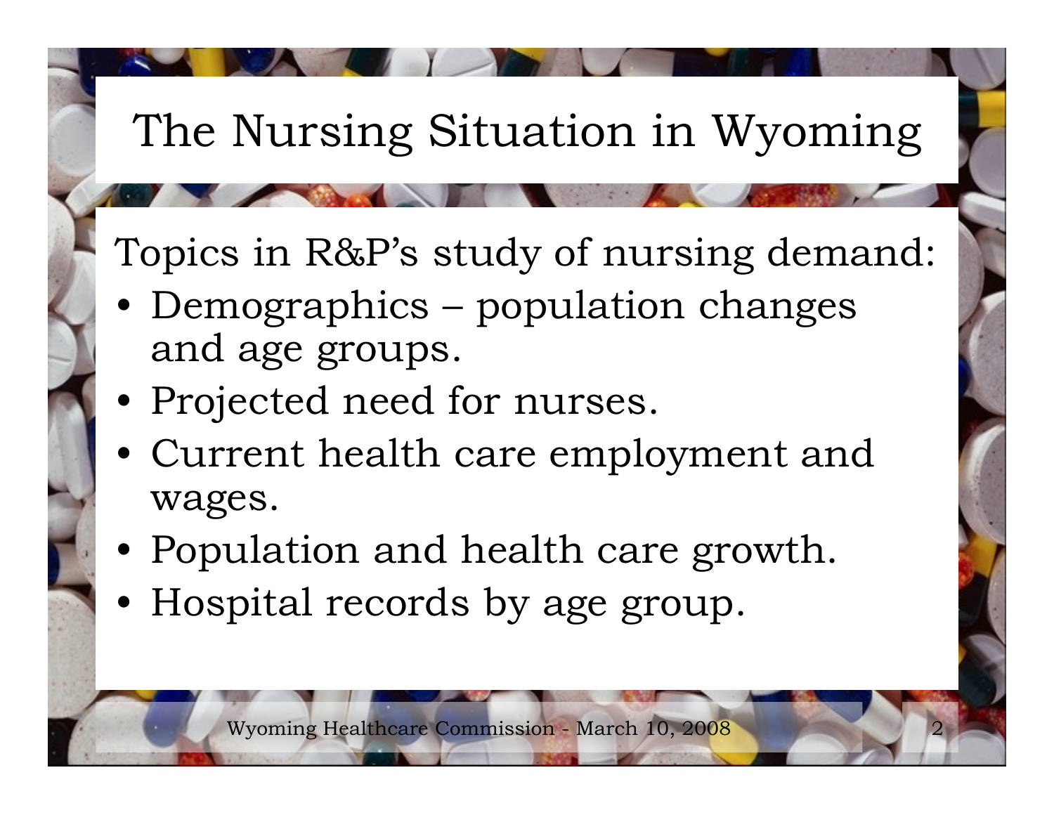# The Nursing Situation in Wyoming

Topics in R&P's study of nursing demand:

- Demographics – population changes and age groups.
- Projected need for nurses.
- Current health care employment and wages.
- Population and health care growth.
- Hospital records by age group.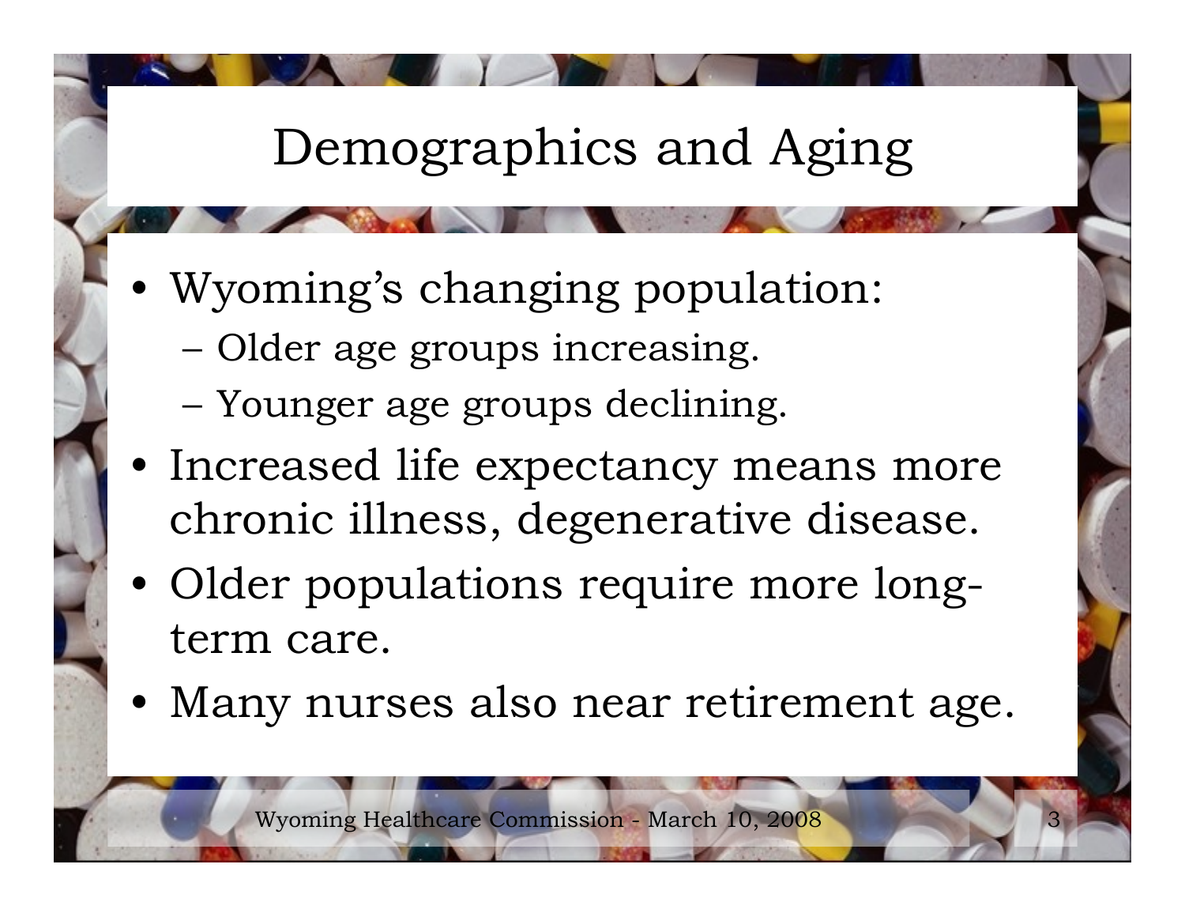# Demographics and Aging

- Wyoming's changing population:
  - Older age groups increasing.
  - Younger age groups declining.
- Increased life expectancy means more chronic illness, degenerative disease.
- Older populations require more long-term care.
- Many nurses also near retirement age.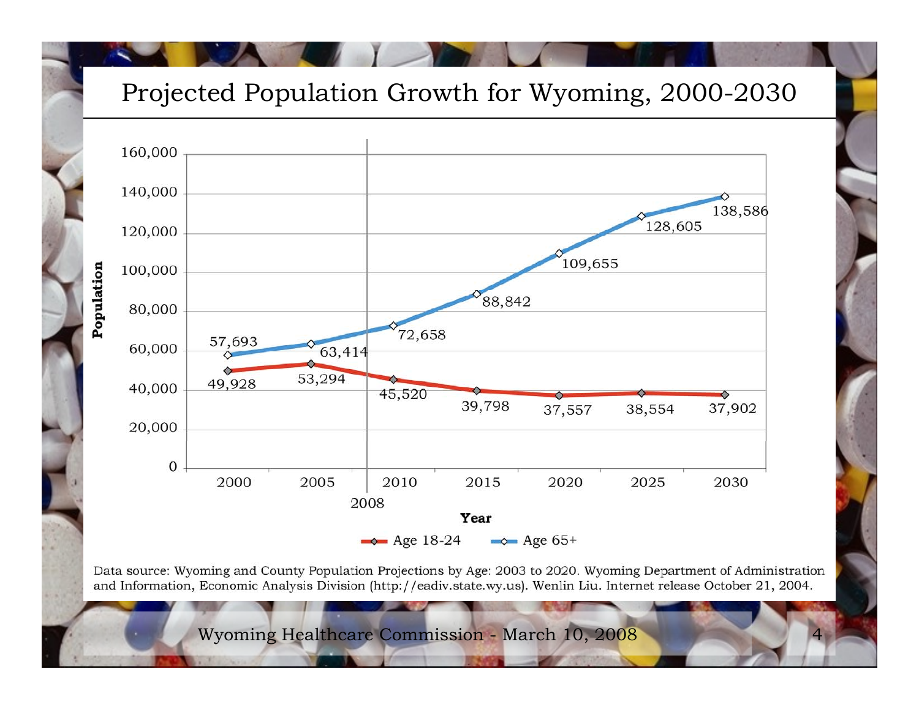# Projected Population Growth for Wyoming, 2000-2030

| Year | Age 18-24 | Age 65+ |
|---|---|---|
| 2000 | 49,928 | 57,693 |
| 2005 | 53,294 | 63,414 |
| 2010 | 45,520 | 72,658 |
| 2015 | 39,798 | 88,842 |
| 2020 | 37,557 | 109,655 |
| 2025 | 38,554 | 128,605 |
| 2030 | 37,902 | 138,586 |

Data source: Wyoming and County Population Projections by Age: 2003 to 2020. Wyoming Department of Administration and Information, Economic Analysis Division (http://eadiv.state.wy.us). Wenlin Liu. Internet release October 21, 2004.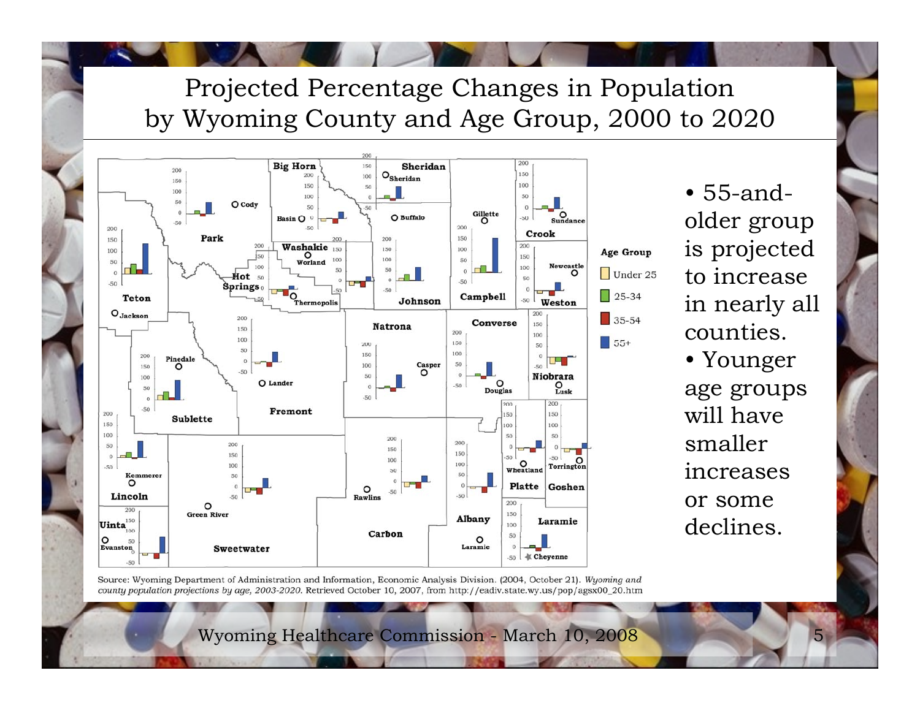# Projected Percentage Changes in Population by Wyoming County and Age Group, 2000 to 2020

- 55-and-older group is projected to increase in nearly all counties.
- Younger age groups will have smaller increases or some declines.

Source: Wyoming Department of Administration and Information, Economic Analysis Division. (2004, October 21). *Wyoming and county population projections by age, 2003-2020.* Retrieved October 10, 2007, from http://eadiv.state.wy.us/pop/agsx00_20.htm

Wyoming Healthcare Commission - March 10, 2008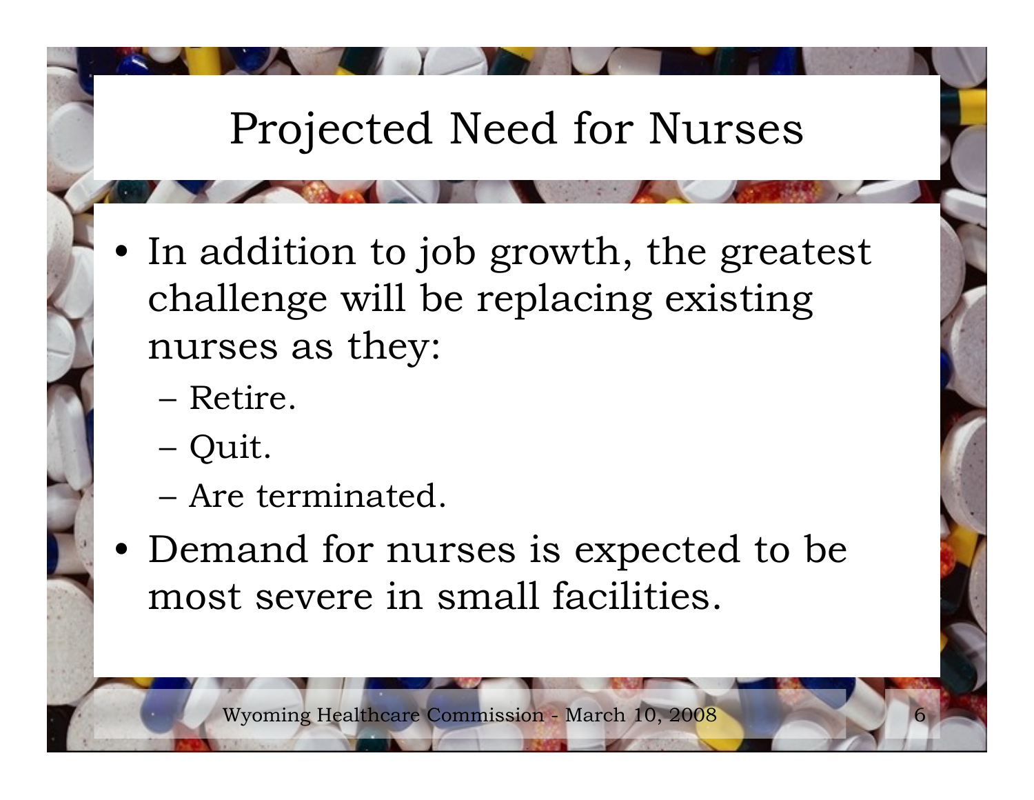# Projected Need for Nurses

- In addition to job growth, the greatest challenge will be replacing existing nurses as they:
  - Retire.
  - Quit.
  - Are terminated.
- Demand for nurses is expected to be most severe in small facilities.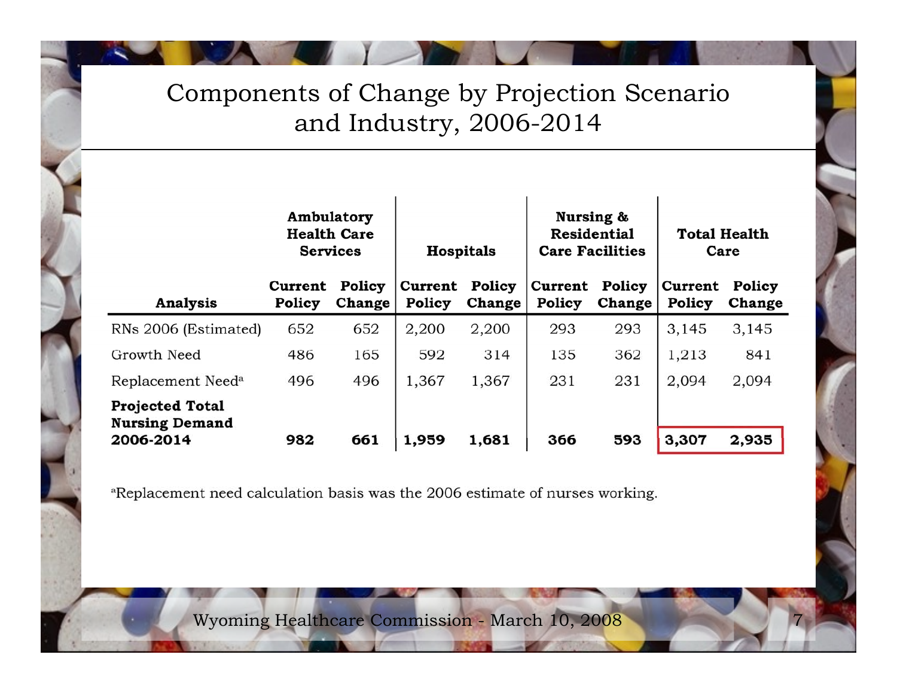# Components of Change by Projection Scenario and Industry, 2006-2014

| Analysis | Ambulatory Health Care Services | | Hospitals | | Nursing & Residential Care Facilities | | Total Health Care | |
|---|---|---|---|---|---|---|---|---|
| | Current Policy | Policy Change | Current Policy | Policy Change | Current Policy | Policy Change | Current Policy | Policy Change |
| RNs 2006 (Estimated) | 652 | 652 | 2,200 | 2,200 | 293 | 293 | 3,145 | 3,145 |
| Growth Need | 486 | 165 | 592 | 314 | 135 | 362 | 1,213 | 841 |
| Replacement Need[a] | 496 | 496 | 1,367 | 1,367 | 231 | 231 | 2,094 | 2,094 |
| **Projected Total Nursing Demand 2006-2014** | **982** | **661** | **1,959** | **1,681** | **366** | **593** | **3,307** | **2,935** |

[a]Replacement need calculation basis was the 2006 estimate of nurses working.

Wyoming Healthcare Commission - March 10, 2008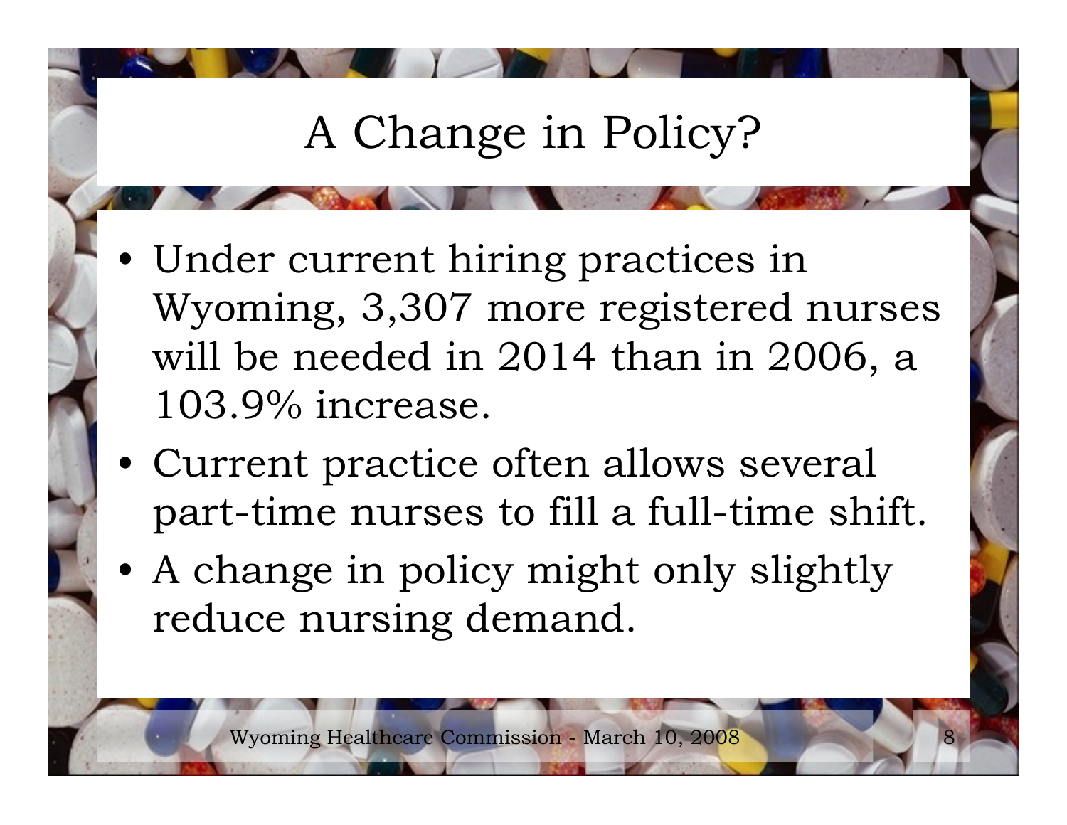# A Change in Policy?

- Under current hiring practices in Wyoming, 3,307 more registered nurses will be needed in 2014 than in 2006, a 103.9% increase.
- Current practice often allows several part-time nurses to fill a full-time shift.
- A change in policy might only slightly reduce nursing demand.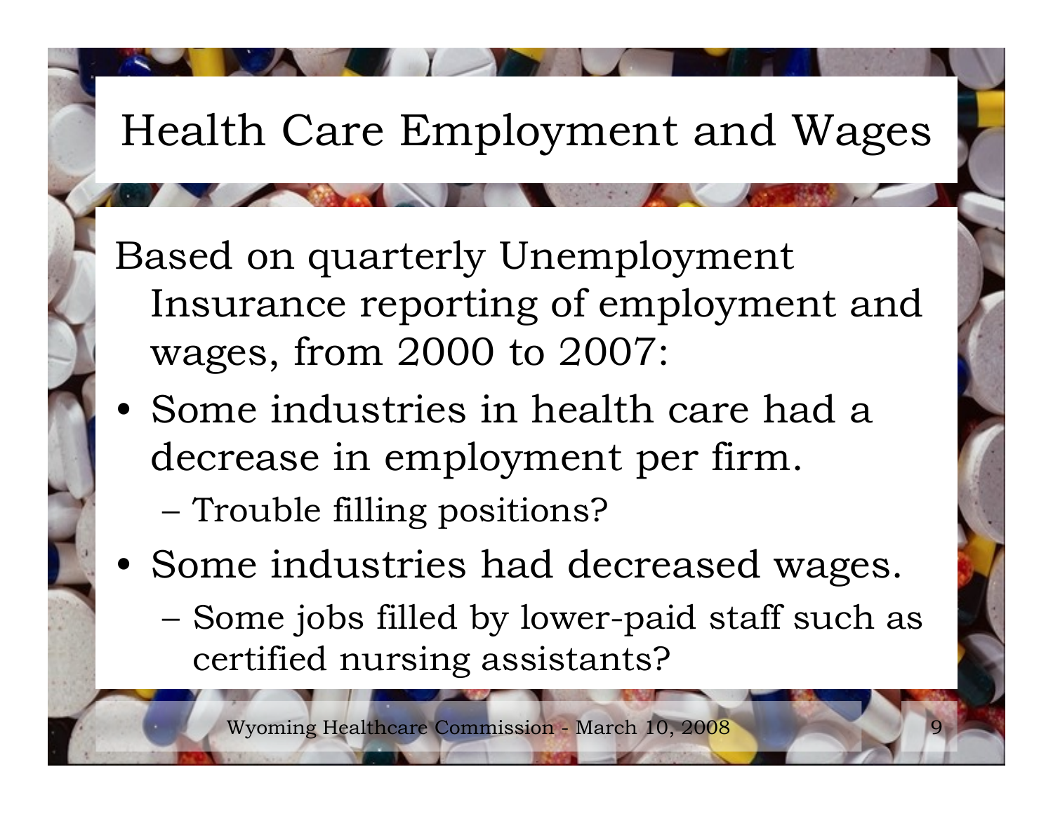# Health Care Employment and Wages

Based on quarterly Unemployment Insurance reporting of employment and wages, from 2000 to 2007:

- Some industries in health care had a decrease in employment per firm.
  - Trouble filling positions?
- Some industries had decreased wages.
  - Some jobs filled by lower-paid staff such as certified nursing assistants?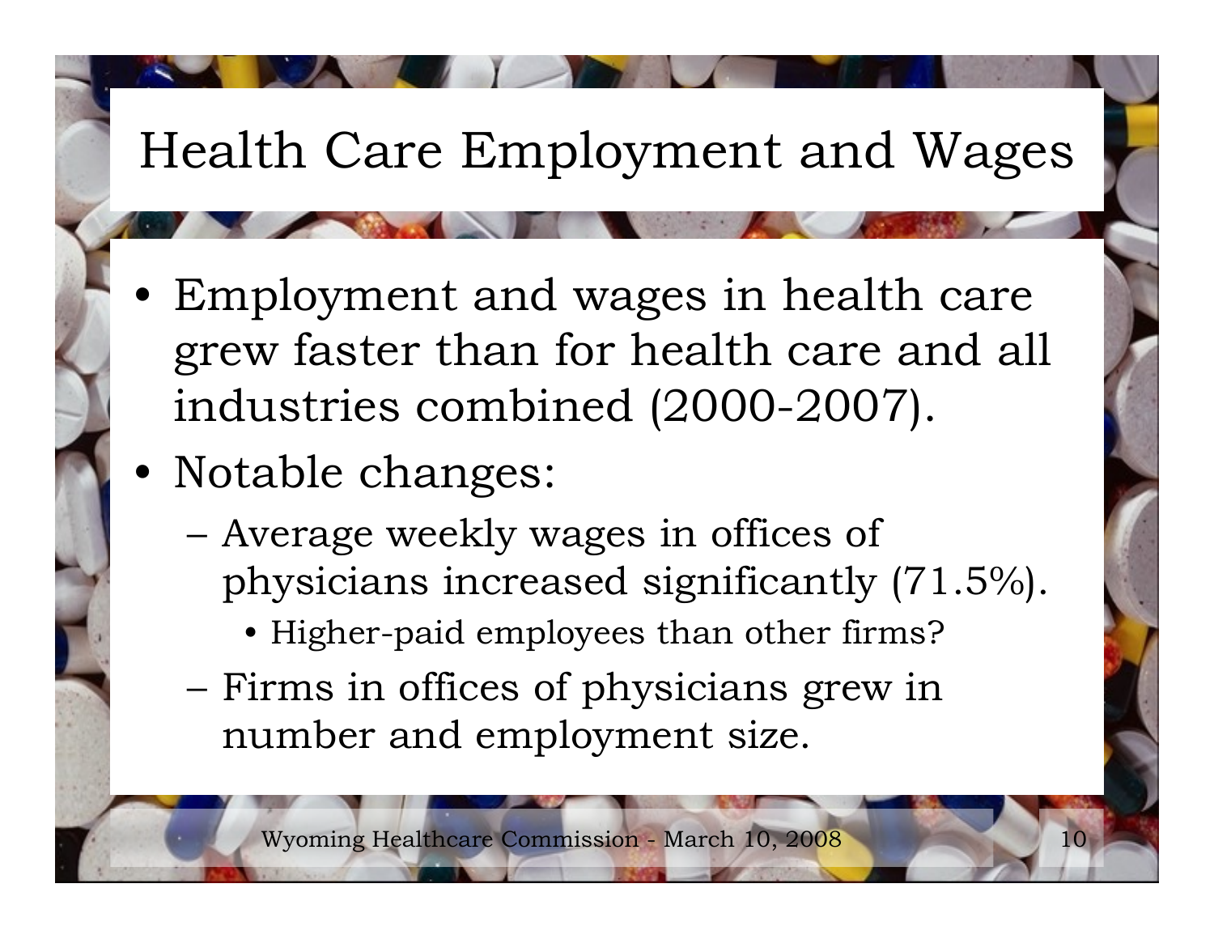# Health Care Employment and Wages

- Employment and wages in health care grew faster than for health care and all industries combined (2000-2007).
- Notable changes:
  - Average weekly wages in offices of physicians increased significantly (71.5%).
    - Higher-paid employees than other firms?
  - Firms in offices of physicians grew in number and employment size.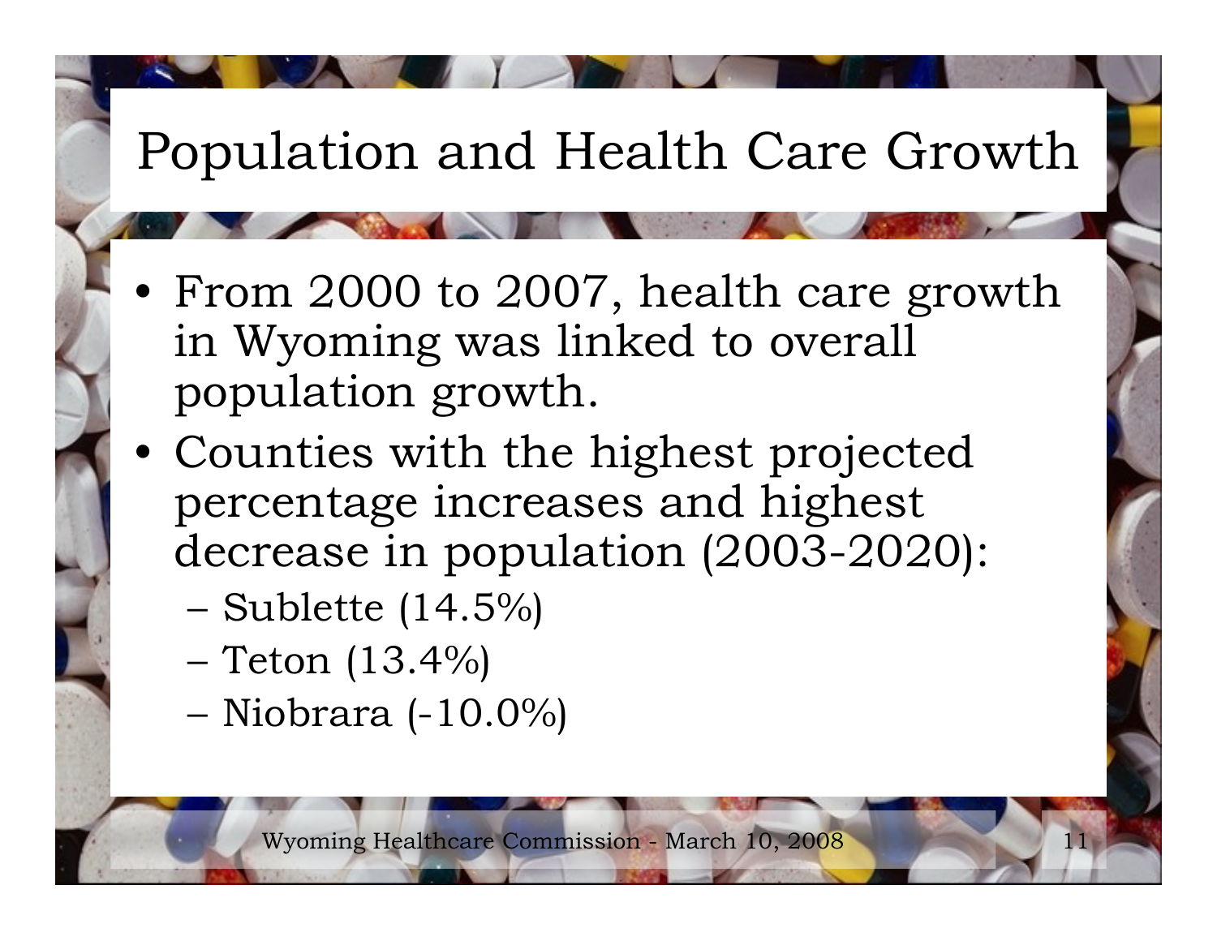# Population and Health Care Growth

- From 2000 to 2007, health care growth in Wyoming was linked to overall population growth.
- Counties with the highest projected percentage increases and highest decrease in population (2003-2020):
  - Sublette (14.5%)
  - Teton (13.4%)
  - Niobrara (-10.0%)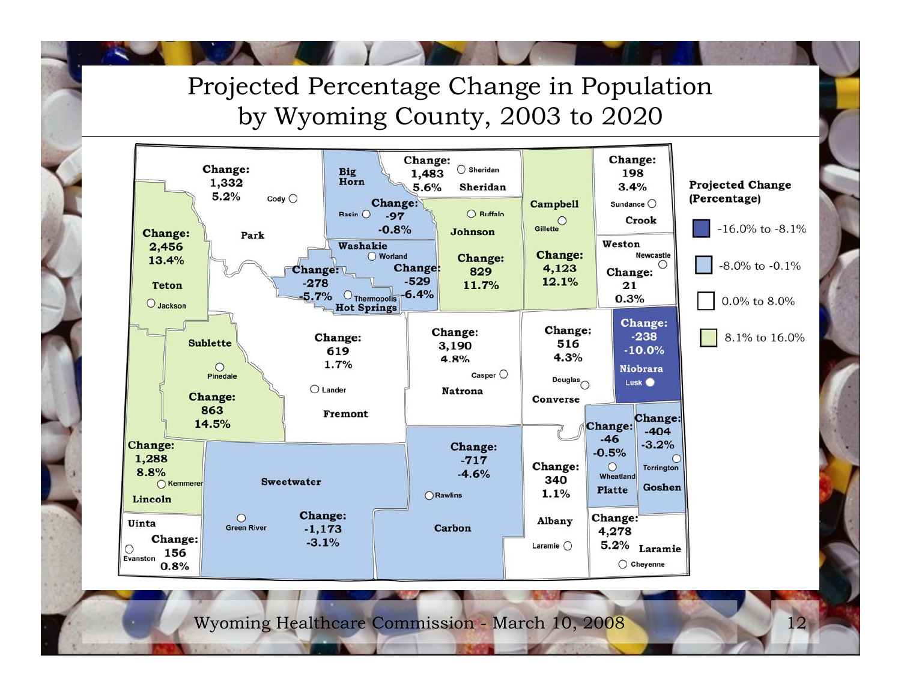# Projected Percentage Change in Population by Wyoming County, 2003 to 2020

| County | Change | Percentage |
|---|---|---|
| Park | 1,332 | 5.2% |
| Big Horn | -97 | -0.8% |
| Sheridan | 1,483 | 5.6% |
| Campbell | 4,123 | 12.1% |
| Crook | 198 | 3.4% |
| Teton | 2,456 | 13.4% |
| Washakie | -529 | -6.4% |
| Hot Springs | -278 | -5.7% |
| Johnson | 829 | 11.7% |
| Weston | 21 | 0.3% |
| Sublette | 863 | 14.5% |
| Fremont | 619 | 1.7% |
| Natrona | 3,190 | 4.8% |
| Converse | 516 | 4.3% |
| Niobrara | -238 | -10.0% |
| Lincoln | 1,288 | 8.8% |
| Sweetwater | -1,173 | -3.1% |
| Carbon | -717 | -4.6% |
| Albany | 340 | 1.1% |
| Platte | -46 | -0.5% |
| Goshen | -404 | -3.2% |
| Uinta | 156 | 0.8% |
| Laramie | 4,278 | 5.2% |

**Projected Change (Percentage)**

- -16.0% to -8.1%
- -8.0% to -0.1%
- 0.0% to 8.0%
- 8.1% to 16.0%

Wyoming Healthcare Commission - March 10, 2008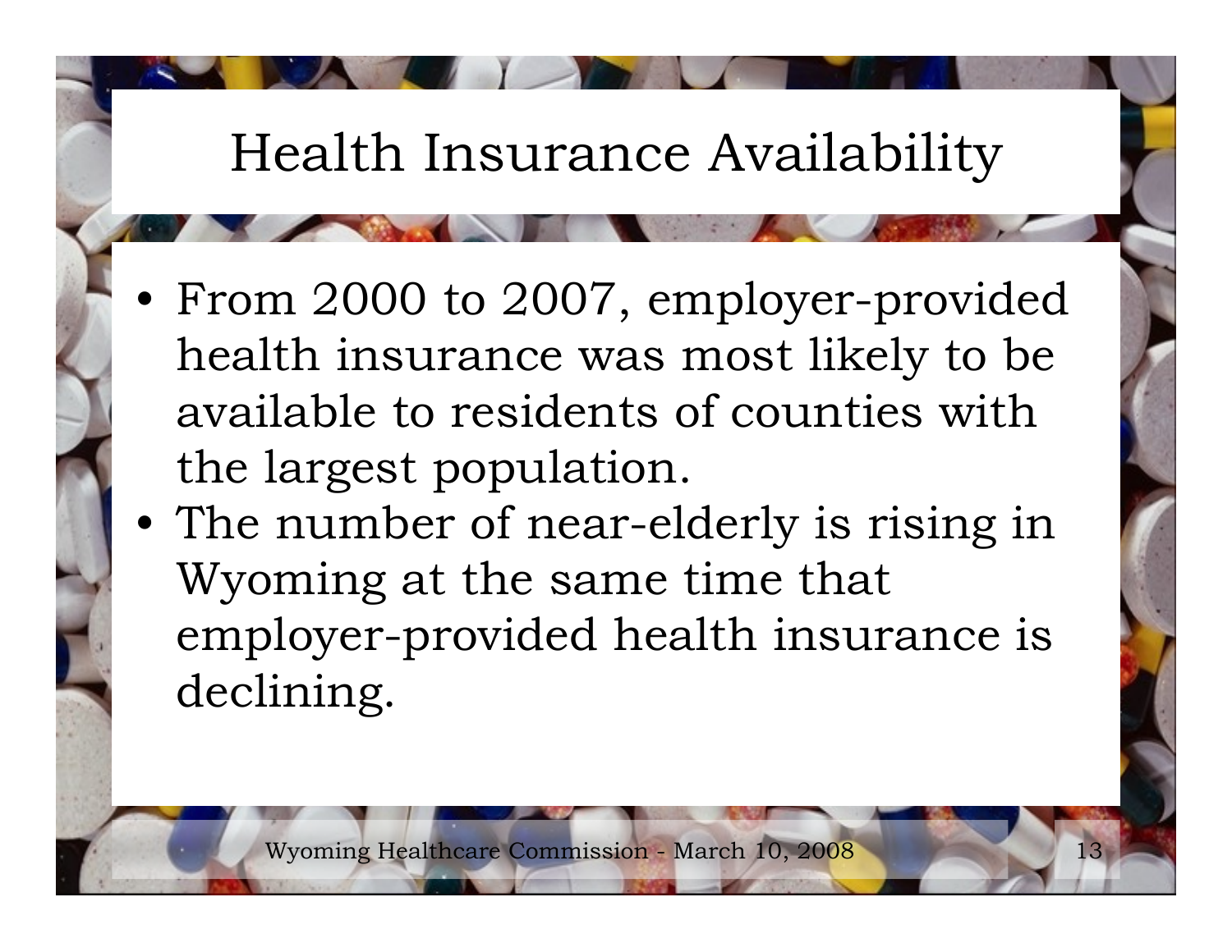# Health Insurance Availability

- From 2000 to 2007, employer-provided health insurance was most likely to be available to residents of counties with the largest population.
- The number of near-elderly is rising in Wyoming at the same time that employer-provided health insurance is declining.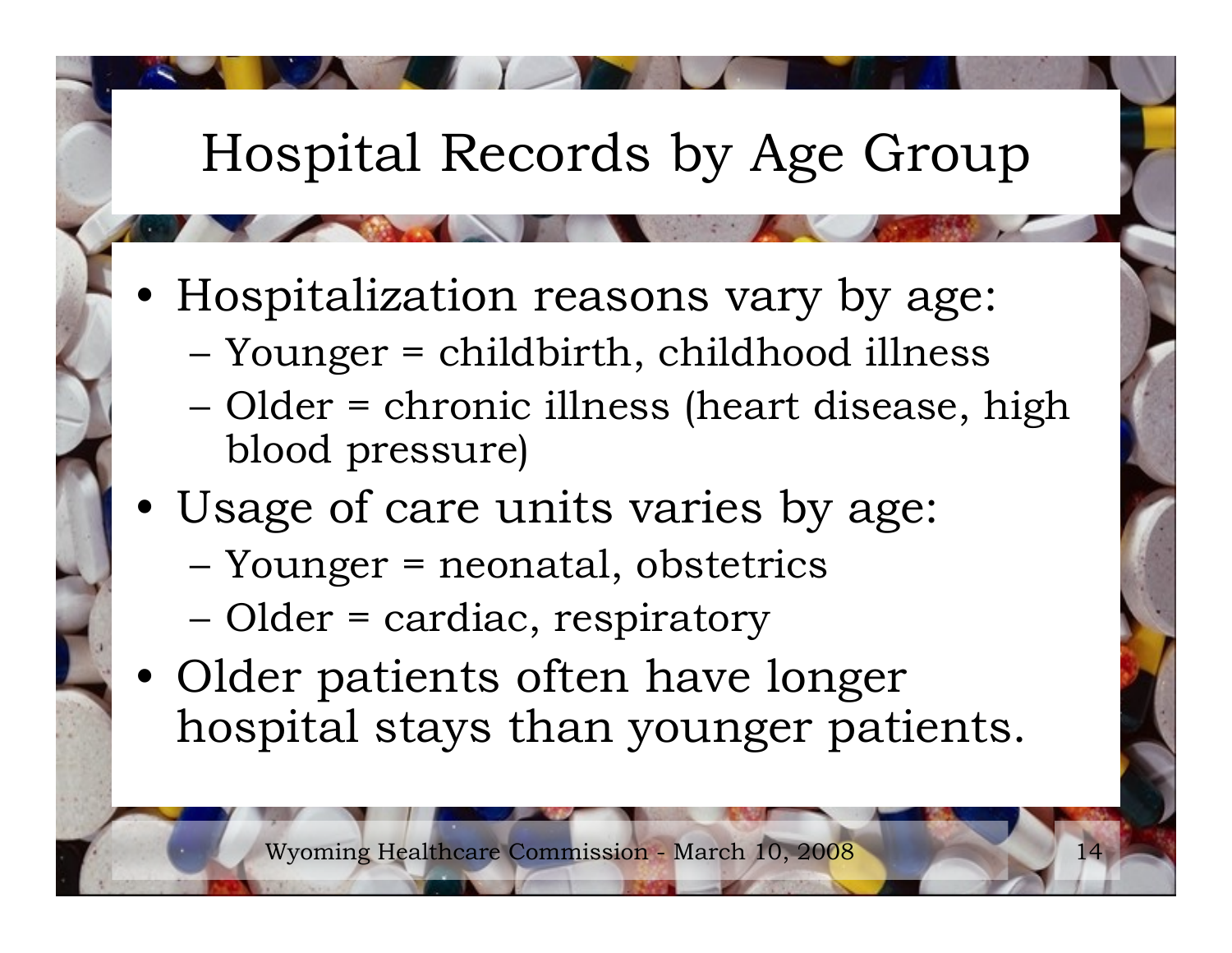# Hospital Records by Age Group

- Hospitalization reasons vary by age:
  - Younger = childbirth, childhood illness
  - Older = chronic illness (heart disease, high blood pressure)
- Usage of care units varies by age:
  - Younger = neonatal, obstetrics
  - Older = cardiac, respiratory
- Older patients often have longer hospital stays than younger patients.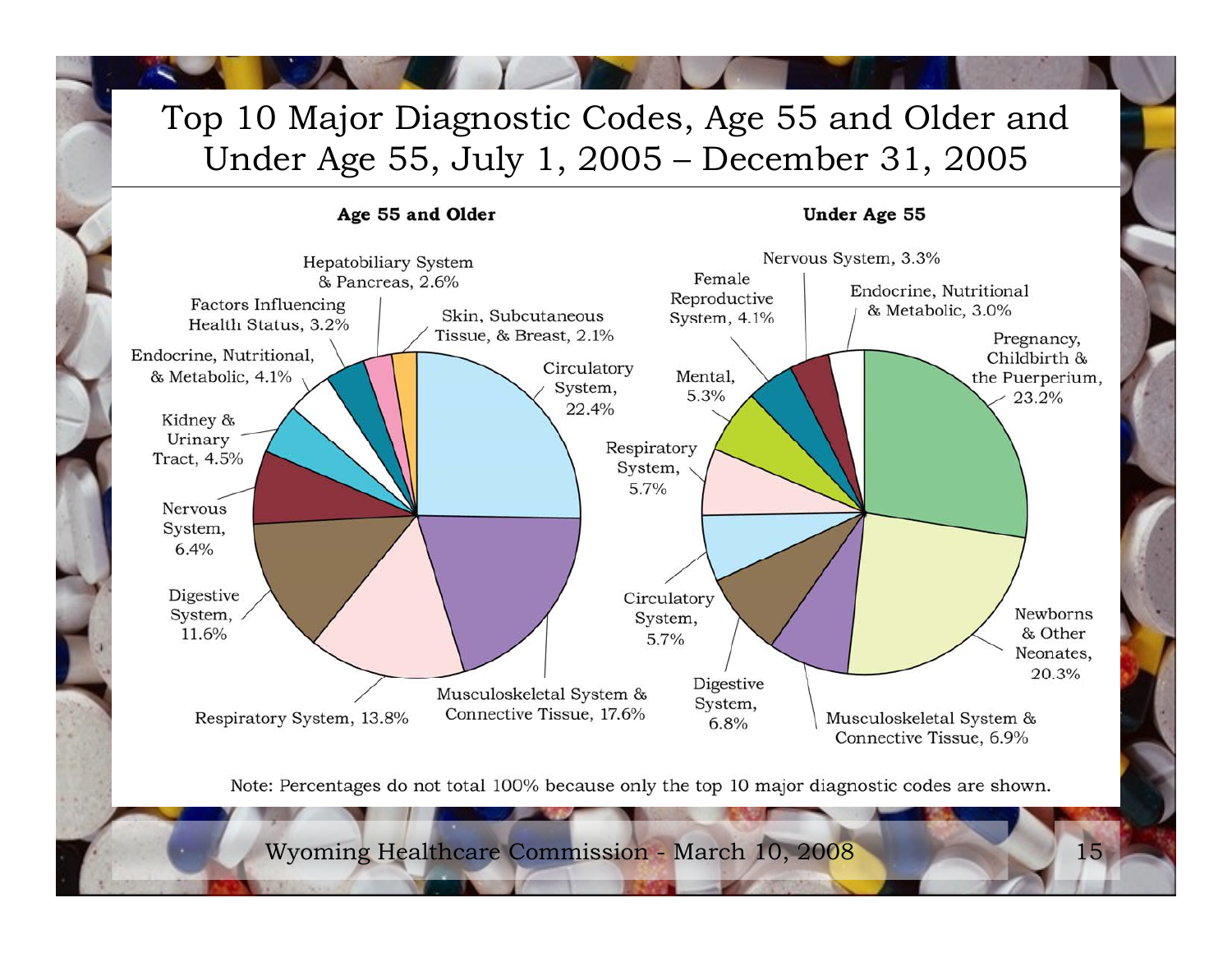# Top 10 Major Diagnostic Codes, Age 55 and Older and Under Age 55, July 1, 2005 – December 31, 2005

**Age 55 and Older**

- Circulatory System, 22.4%
- Musculoskeletal System & Connective Tissue, 17.6%
- Respiratory System, 13.8%
- Digestive System, 11.6%
- Nervous System, 6.4%
- Kidney & Urinary Tract, 4.5%
- Endocrine, Nutritional, & Metabolic, 4.1%
- Factors Influencing Health Status, 3.2%
- Hepatobiliary System & Pancreas, 2.6%
- Skin, Subcutaneous Tissue, & Breast, 2.1%

**Under Age 55**

- Pregnancy, Childbirth & the Puerperium, 23.2%
- Newborns & Other Neonates, 20.3%
- Musculoskeletal System & Connective Tissue, 6.9%
- Digestive System, 6.8%
- Circulatory System, 5.7%
- Respiratory System, 5.7%
- Mental, 5.3%
- Female Reproductive System, 4.1%
- Nervous System, 3.3%
- Endocrine, Nutritional & Metabolic, 3.0%

Note: Percentages do not total 100% because only the top 10 major diagnostic codes are shown.

Wyoming Healthcare Commission - March 10, 2008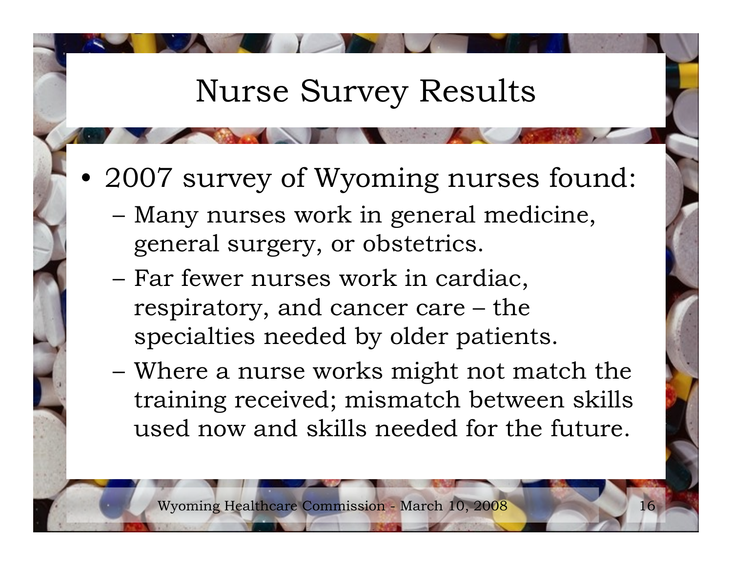# Nurse Survey Results

- 2007 survey of Wyoming nurses found:
  - Many nurses work in general medicine, general surgery, or obstetrics.
  - Far fewer nurses work in cardiac, respiratory, and cancer care – the specialties needed by older patients.
  - Where a nurse works might not match the training received; mismatch between skills used now and skills needed for the future.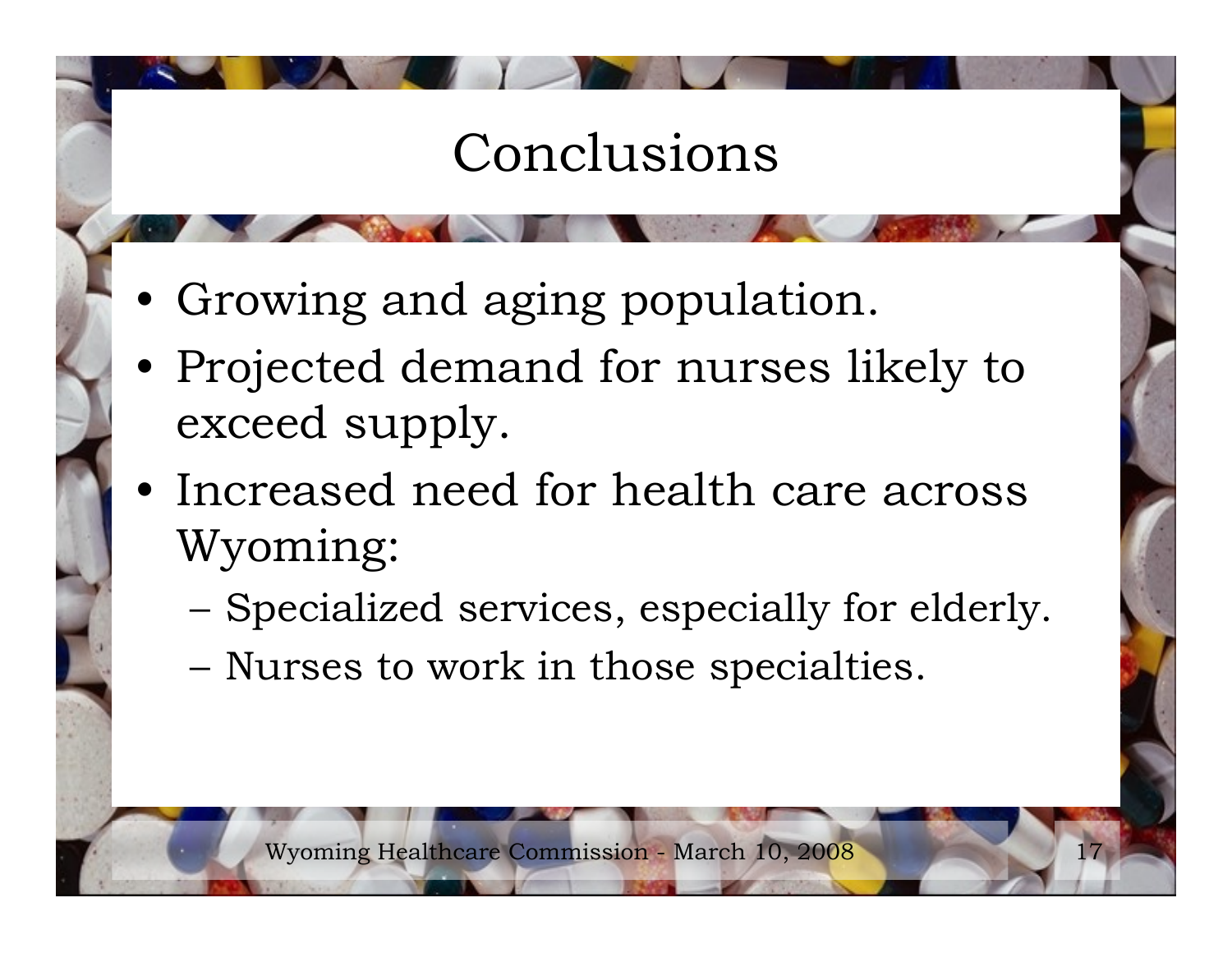# Conclusions

- Growing and aging population.
- Projected demand for nurses likely to exceed supply.
- Increased need for health care across Wyoming:
  - Specialized services, especially for elderly.
  - Nurses to work in those specialties.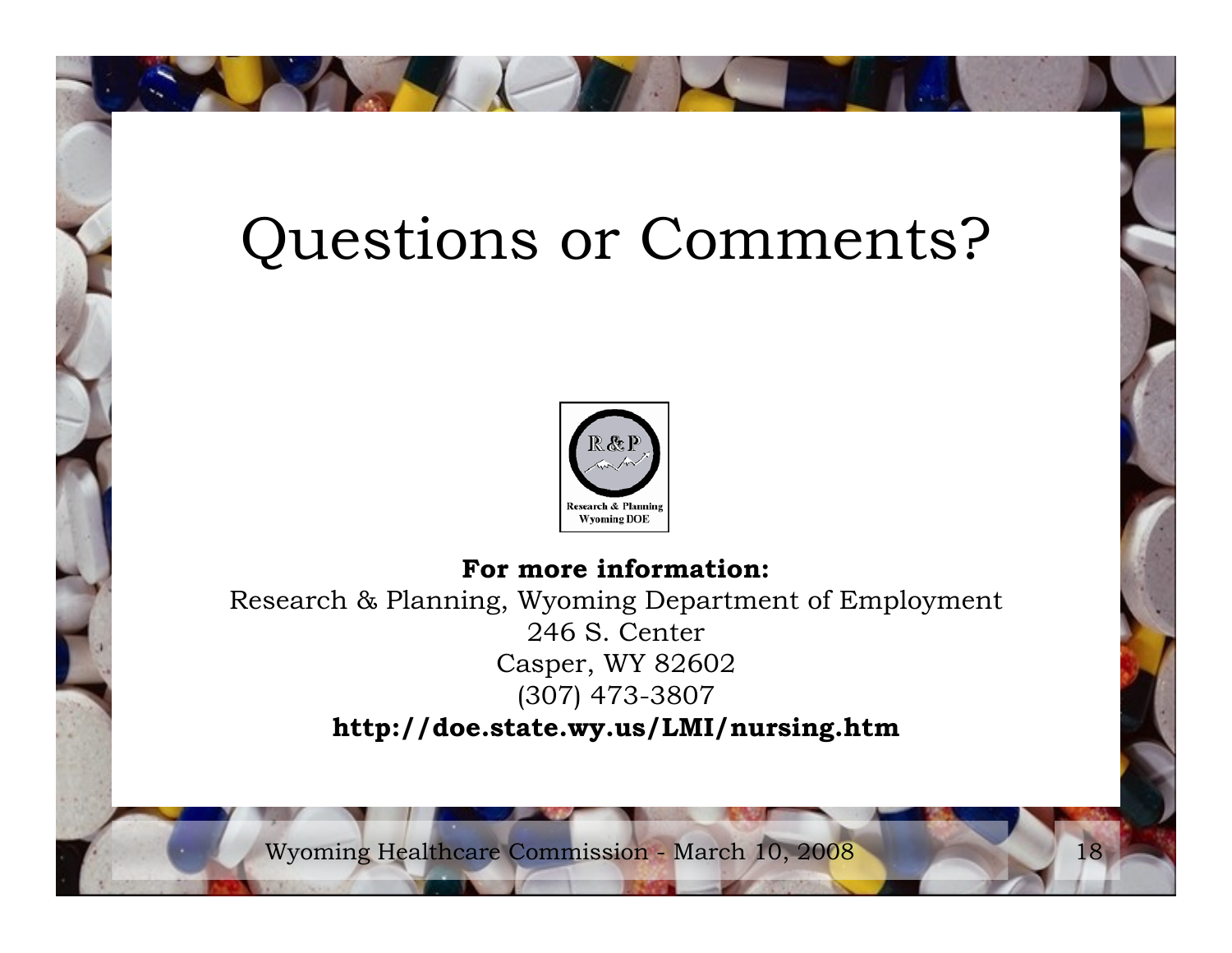# Questions or Comments?

**For more information:**

Research & Planning, Wyoming Department of Employment
246 S. Center
Casper, WY 82602
(307) 473-3807
**http://doe.state.wy.us/LMI/nursing.htm**